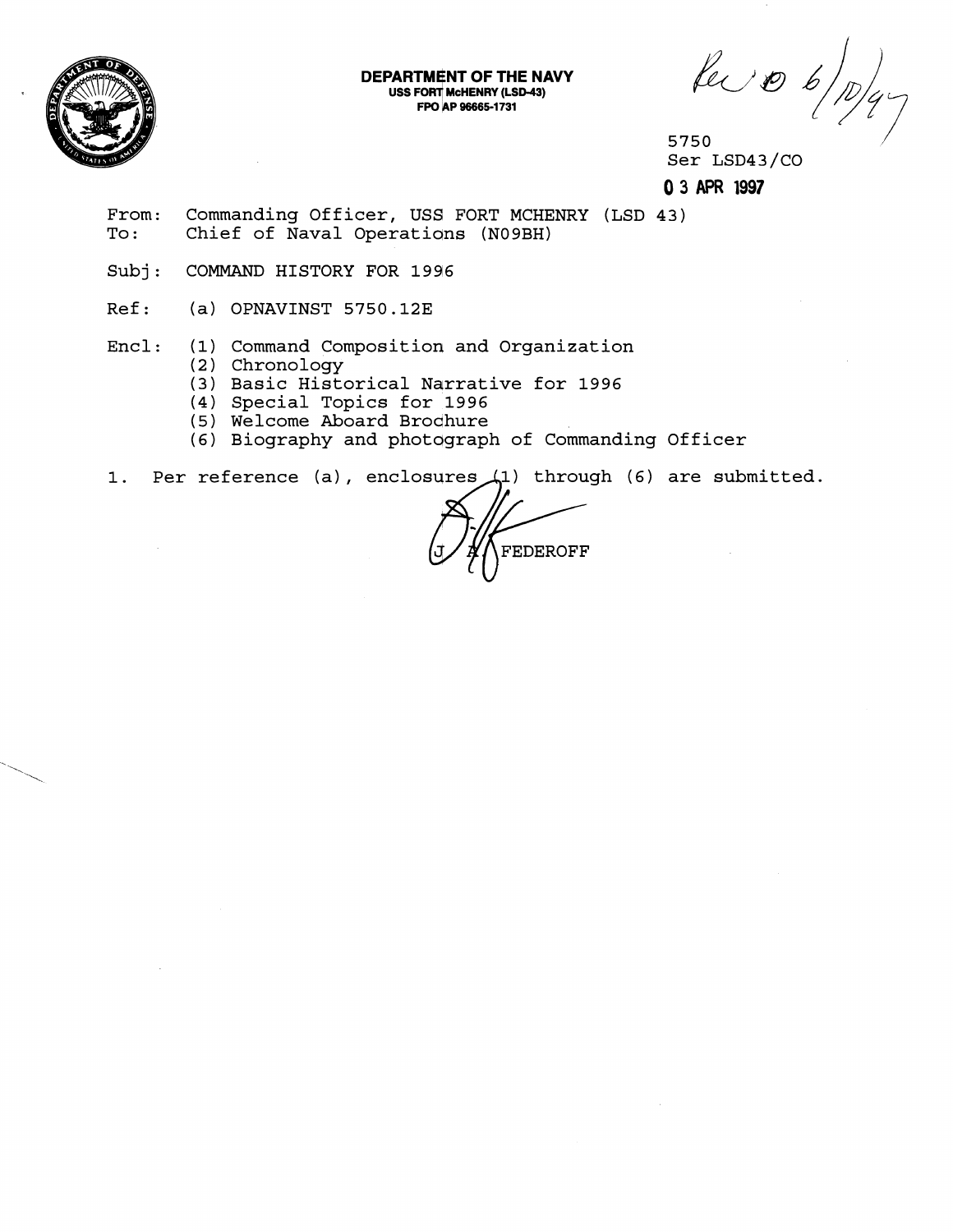**DEPARTMENT OF THE NAVY**
**USS FORT McHENRY (LSD-43)**
**FPO AP 96665-1731**

Rec'd 6/10/97

5750
Ser LSD43/CO
**03 APR 1997**

From: Commanding Officer, USS FORT MCHENRY (LSD 43)
To: Chief of Naval Operations (N09BH)

Subj: COMMAND HISTORY FOR 1996

Ref: (a) OPNAVINST 5750.12E

Encl: (1) Command Composition and Organization
(2) Chronology
(3) Basic Historical Narrative for 1996
(4) Special Topics for 1996
(5) Welcome Aboard Brochure
(6) Biography and photograph of Commanding Officer

1. Per reference (a), enclosures (1) through (6) are submitted.

J. A. FEDEROFF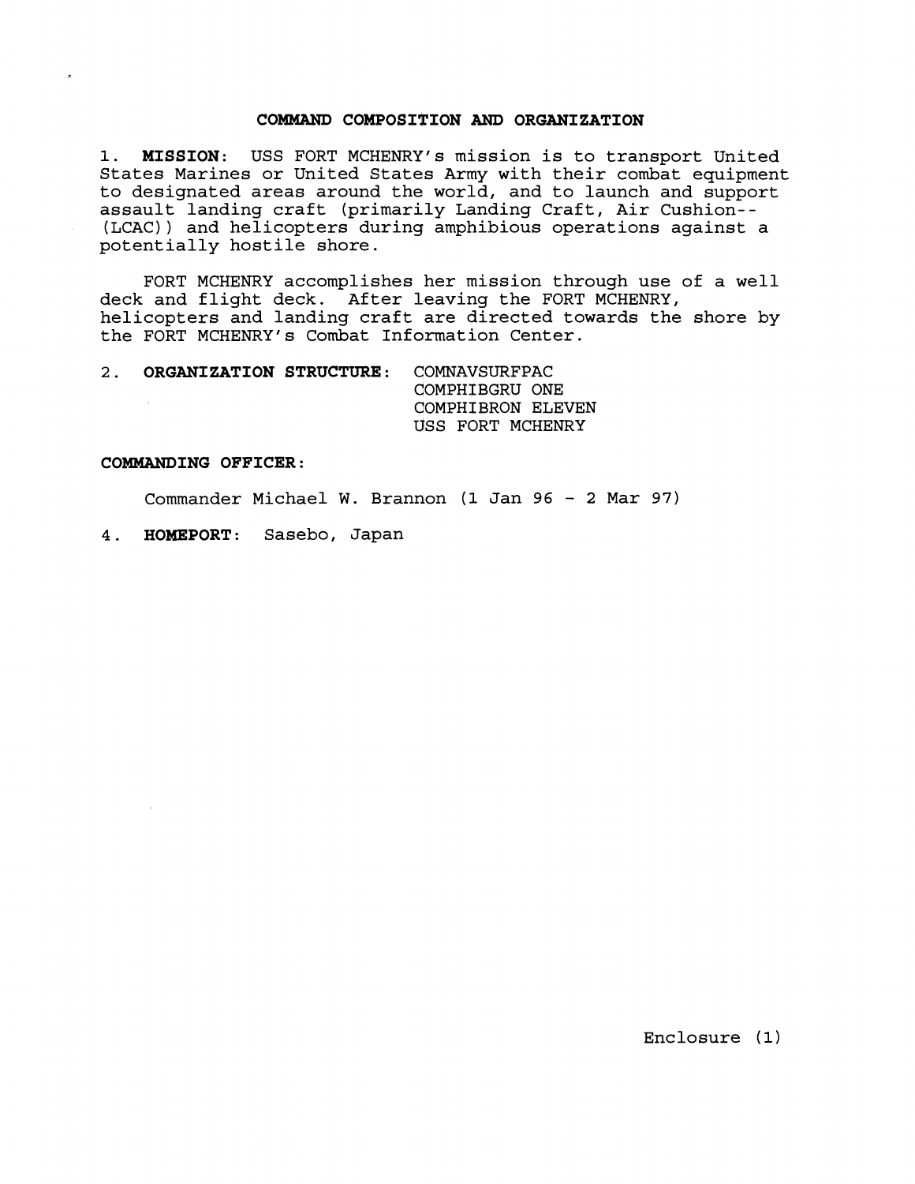# COMMAND COMPOSITION AND ORGANIZATION

1. **MISSION**: USS FORT MCHENRY's mission is to transport United States Marines or United States Army with their combat equipment to designated areas around the world, and to launch and support assault landing craft (primarily Landing Craft, Air Cushion--(LCAC)) and helicopters during amphibious operations against a potentially hostile shore.

FORT MCHENRY accomplishes her mission through use of a well deck and flight deck. After leaving the FORT MCHENRY, helicopters and landing craft are directed towards the shore by the FORT MCHENRY's Combat Information Center.

2. **ORGANIZATION STRUCTURE**: COMNAVSURFPAC
   COMPHIBGRU ONE
   COMPHIBRON ELEVEN
   USS FORT MCHENRY

**COMMANDING OFFICER**:

Commander Michael W. Brannon (1 Jan 96 - 2 Mar 97)

4. **HOMEPORT**: Sasebo, Japan

Enclosure (1)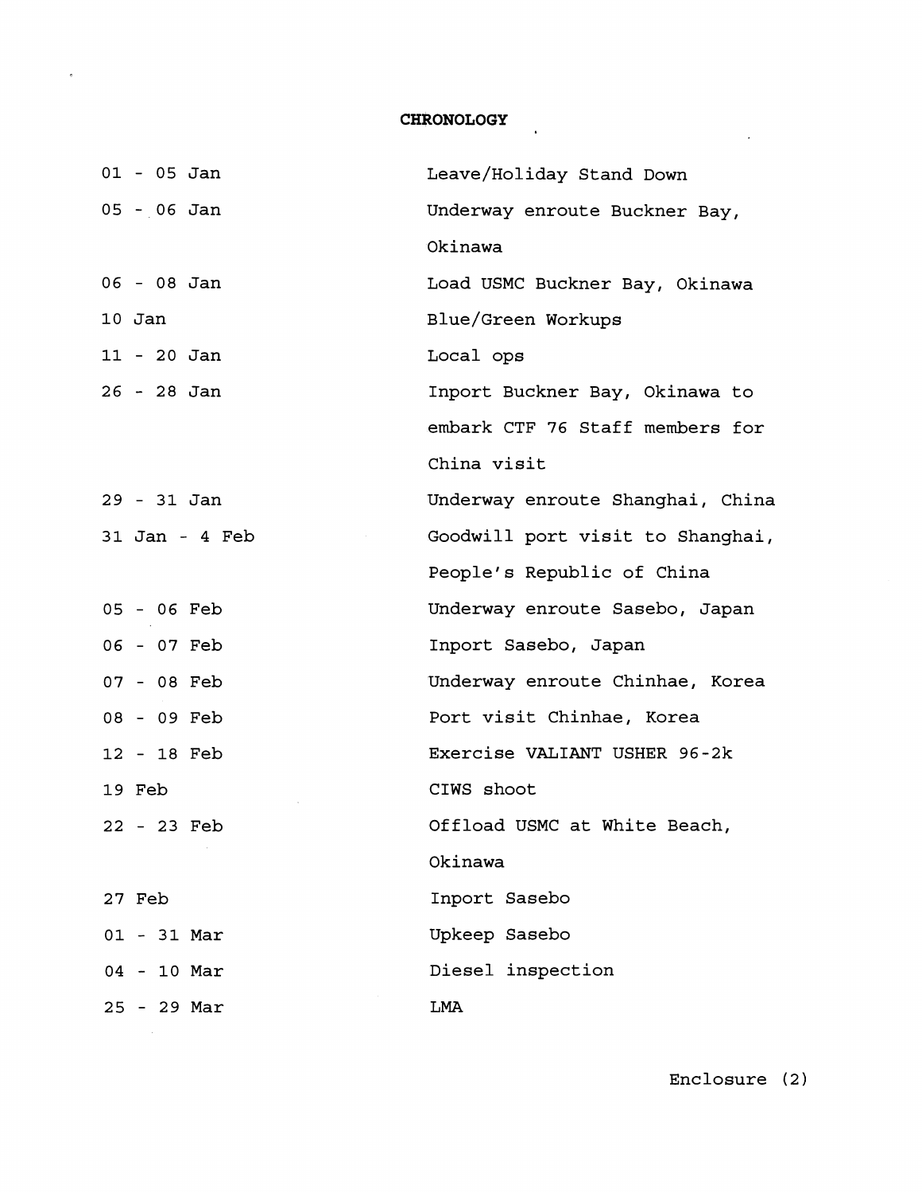# CHRONOLOGY

| | |
|---|---|
| 01 - 05 Jan | Leave/Holiday Stand Down |
| 05 - 06 Jan | Underway enroute Buckner Bay, Okinawa |
| 06 - 08 Jan | Load USMC Buckner Bay, Okinawa |
| 10 Jan | Blue/Green Workups |
| 11 - 20 Jan | Local ops |
| 26 - 28 Jan | Inport Buckner Bay, Okinawa to embark CTF 76 Staff members for China visit |
| 29 - 31 Jan | Underway enroute Shanghai, China |
| 31 Jan - 4 Feb | Goodwill port visit to Shanghai, People's Republic of China |
| 05 - 06 Feb | Underway enroute Sasebo, Japan |
| 06 - 07 Feb | Inport Sasebo, Japan |
| 07 - 08 Feb | Underway enroute Chinhae, Korea |
| 08 - 09 Feb | Port visit Chinhae, Korea |
| 12 - 18 Feb | Exercise VALIANT USHER 96-2k |
| 19 Feb | CIWS shoot |
| 22 - 23 Feb | Offload USMC at White Beach, Okinawa |
| 27 Feb | Inport Sasebo |
| 01 - 31 Mar | Upkeep Sasebo |
| 04 - 10 Mar | Diesel inspection |
| 25 - 29 Mar | LMA |

Enclosure (2)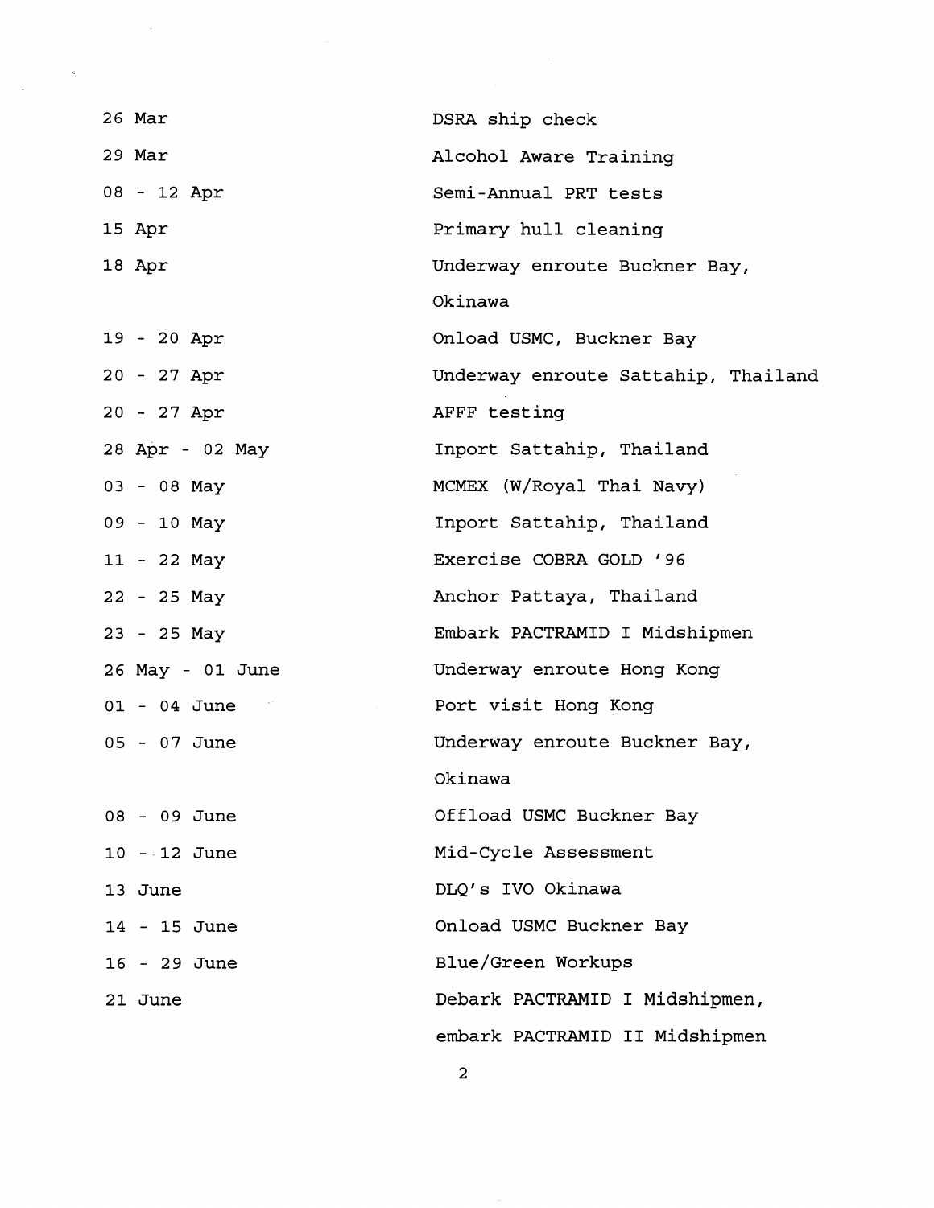| | |
|---|---|
| 26 Mar | DSRA ship check |
| 29 Mar | Alcohol Aware Training |
| 08 - 12 Apr | Semi-Annual PRT tests |
| 15 Apr | Primary hull cleaning |
| 18 Apr | Underway enroute Buckner Bay, Okinawa |
| 19 - 20 Apr | Onload USMC, Buckner Bay |
| 20 - 27 Apr | Underway enroute Sattahip, Thailand |
| 20 - 27 Apr | AFFF testing |
| 28 Apr - 02 May | Inport Sattahip, Thailand |
| 03 - 08 May | MCMEX (W/Royal Thai Navy) |
| 09 - 10 May | Inport Sattahip, Thailand |
| 11 - 22 May | Exercise COBRA GOLD '96 |
| 22 - 25 May | Anchor Pattaya, Thailand |
| 23 - 25 May | Embark PACTRAMID I Midshipmen |
| 26 May - 01 June | Underway enroute Hong Kong |
| 01 - 04 June | Port visit Hong Kong |
| 05 - 07 June | Underway enroute Buckner Bay, Okinawa |
| 08 - 09 June | Offload USMC Buckner Bay |
| 10 - 12 June | Mid-Cycle Assessment |
| 13 June | DLQ's IVO Okinawa |
| 14 - 15 June | Onload USMC Buckner Bay |
| 16 - 29 June | Blue/Green Workups |
| 21 June | Debark PACTRAMID I Midshipmen, embark PACTRAMID II Midshipmen |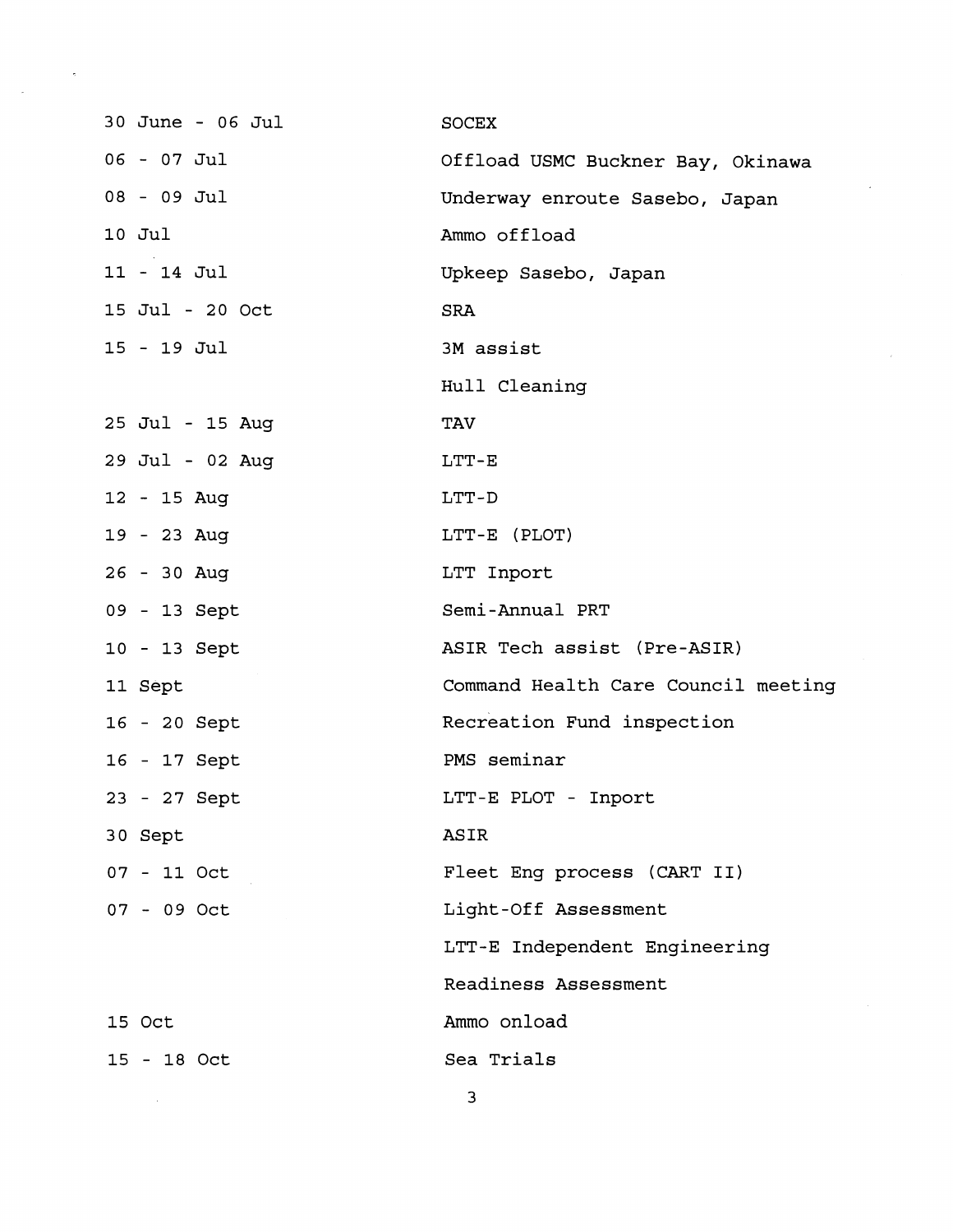| | |
|---|---|
| 30 June - 06 Jul | SOCEX |
| 06 - 07 Jul | Offload USMC Buckner Bay, Okinawa |
| 08 - 09 Jul | Underway enroute Sasebo, Japan |
| 10 Jul | Ammo offload |
| 11 - 14 Jul | Upkeep Sasebo, Japan |
| 15 Jul - 20 Oct | SRA |
| 15 - 19 Jul | 3M assist |
| | Hull Cleaning |
| 25 Jul - 15 Aug | TAV |
| 29 Jul - 02 Aug | LTT-E |
| 12 - 15 Aug | LTT-D |
| 19 - 23 Aug | LTT-E (PLOT) |
| 26 - 30 Aug | LTT Inport |
| 09 - 13 Sept | Semi-Annual PRT |
| 10 - 13 Sept | ASIR Tech assist (Pre-ASIR) |
| 11 Sept | Command Health Care Council meeting |
| 16 - 20 Sept | Recreation Fund inspection |
| 16 - 17 Sept | PMS seminar |
| 23 - 27 Sept | LTT-E PLOT - Inport |
| 30 Sept | ASIR |
| 07 - 11 Oct | Fleet Eng process (CART II) |
| 07 - 09 Oct | Light-Off Assessment |
| | LTT-E Independent Engineering Readiness Assessment |
| 15 Oct | Ammo onload |
| 15 - 18 Oct | Sea Trials |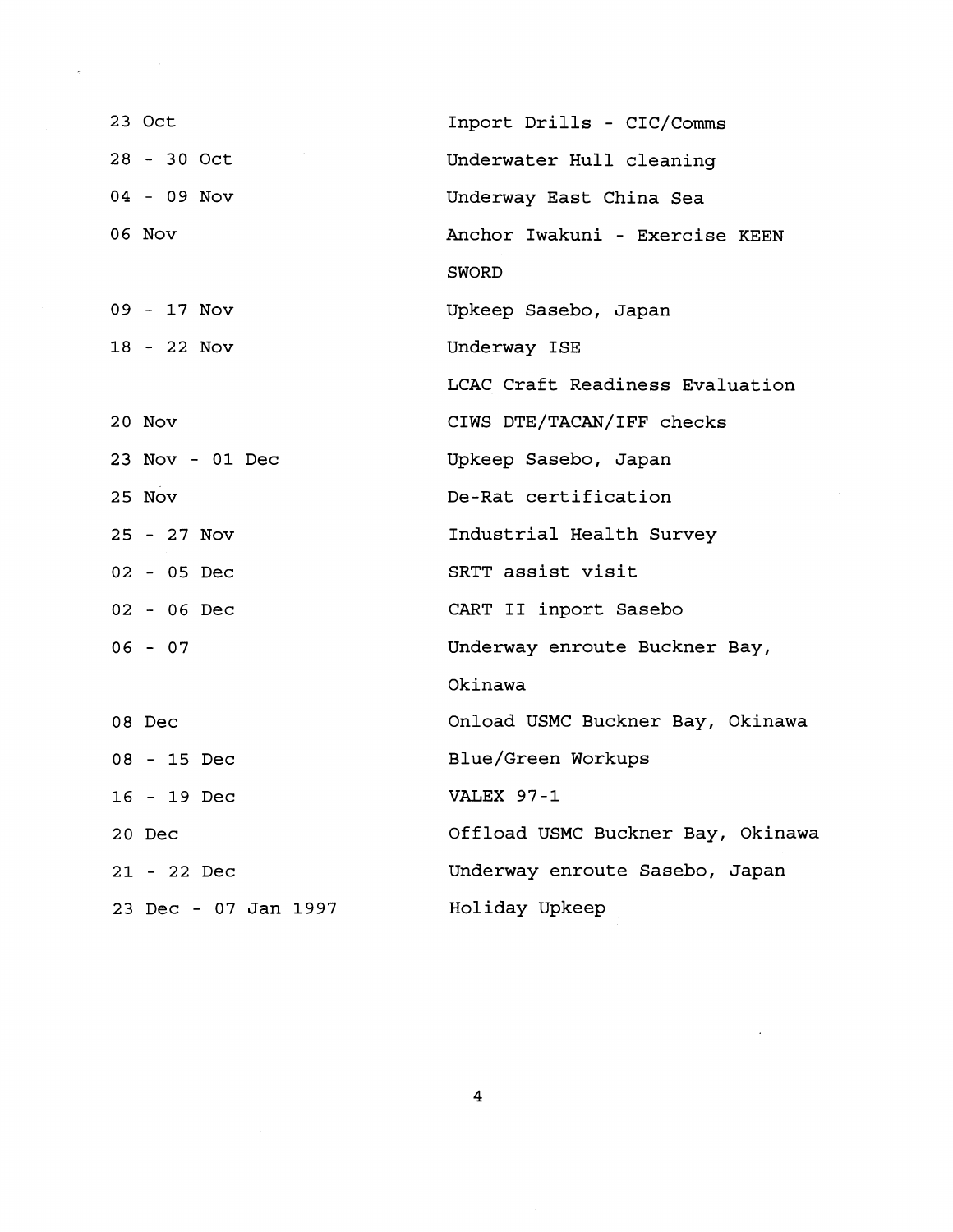| | |
|---|---|
| 23 Oct | Inport Drills - CIC/Comms |
| 28 - 30 Oct | Underwater Hull cleaning |
| 04 - 09 Nov | Underway East China Sea |
| 06 Nov | Anchor Iwakuni - Exercise KEEN SWORD |
| 09 - 17 Nov | Upkeep Sasebo, Japan |
| 18 - 22 Nov | Underway ISE |
| | LCAC Craft Readiness Evaluation |
| 20 Nov | CIWS DTE/TACAN/IFF checks |
| 23 Nov - 01 Dec | Upkeep Sasebo, Japan |
| 25 Nov | De-Rat certification |
| 25 - 27 Nov | Industrial Health Survey |
| 02 - 05 Dec | SRTT assist visit |
| 02 - 06 Dec | CART II inport Sasebo |
| 06 - 07 | Underway enroute Buckner Bay, Okinawa |
| 08 Dec | Onload USMC Buckner Bay, Okinawa |
| 08 - 15 Dec | Blue/Green Workups |
| 16 - 19 Dec | VALEX 97-1 |
| 20 Dec | Offload USMC Buckner Bay, Okinawa |
| 21 - 22 Dec | Underway enroute Sasebo, Japan |
| 23 Dec - 07 Jan 1997 | Holiday Upkeep |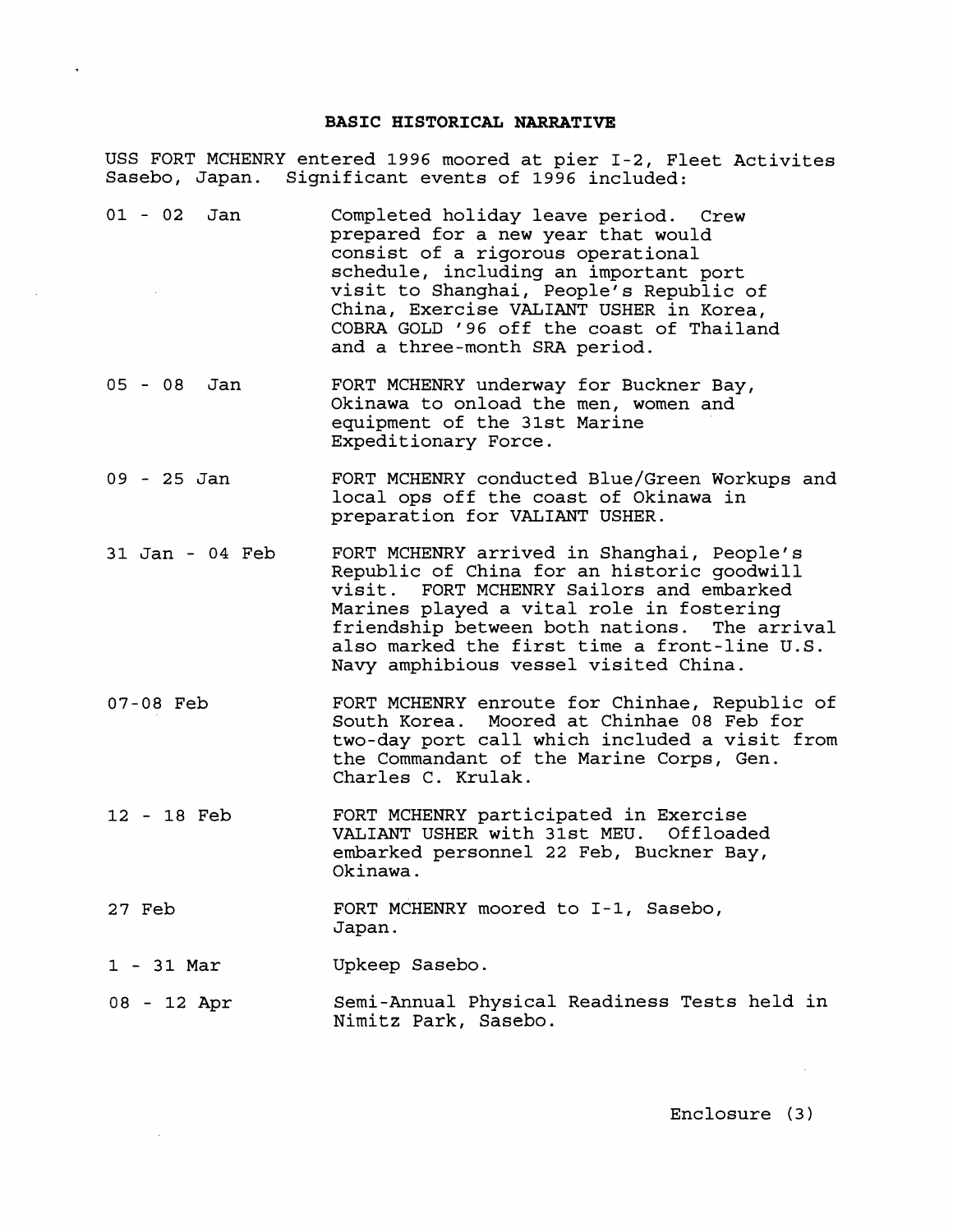**BASIC HISTORICAL NARRATIVE**

USS FORT MCHENRY entered 1996 moored at pier I-2, Fleet Activites Sasebo, Japan. Significant events of 1996 included:

| | |
|---|---|
| 01 - 02 Jan | Completed holiday leave period. Crew prepared for a new year that would consist of a rigorous operational schedule, including an important port visit to Shanghai, People's Republic of China, Exercise VALIANT USHER in Korea, COBRA GOLD '96 off the coast of Thailand and a three-month SRA period. |
| 05 - 08 Jan | FORT MCHENRY underway for Buckner Bay, Okinawa to onload the men, women and equipment of the 31st Marine Expeditionary Force. |
| 09 - 25 Jan | FORT MCHENRY conducted Blue/Green Workups and local ops off the coast of Okinawa in preparation for VALIANT USHER. |
| 31 Jan - 04 Feb | FORT MCHENRY arrived in Shanghai, People's Republic of China for an historic goodwill visit. FORT MCHENRY Sailors and embarked Marines played a vital role in fostering friendship between both nations. The arrival also marked the first time a front-line U.S. Navy amphibious vessel visited China. |
| 07-08 Feb | FORT MCHENRY enroute for Chinhae, Republic of South Korea. Moored at Chinhae 08 Feb for two-day port call which included a visit from the Commandant of the Marine Corps, Gen. Charles C. Krulak. |
| 12 - 18 Feb | FORT MCHENRY participated in Exercise VALIANT USHER with 31st MEU. Offloaded embarked personnel 22 Feb, Buckner Bay, Okinawa. |
| 27 Feb | FORT MCHENRY moored to I-1, Sasebo, Japan. |
| 1 - 31 Mar | Upkeep Sasebo. |
| 08 - 12 Apr | Semi-Annual Physical Readiness Tests held in Nimitz Park, Sasebo. |

Enclosure (3)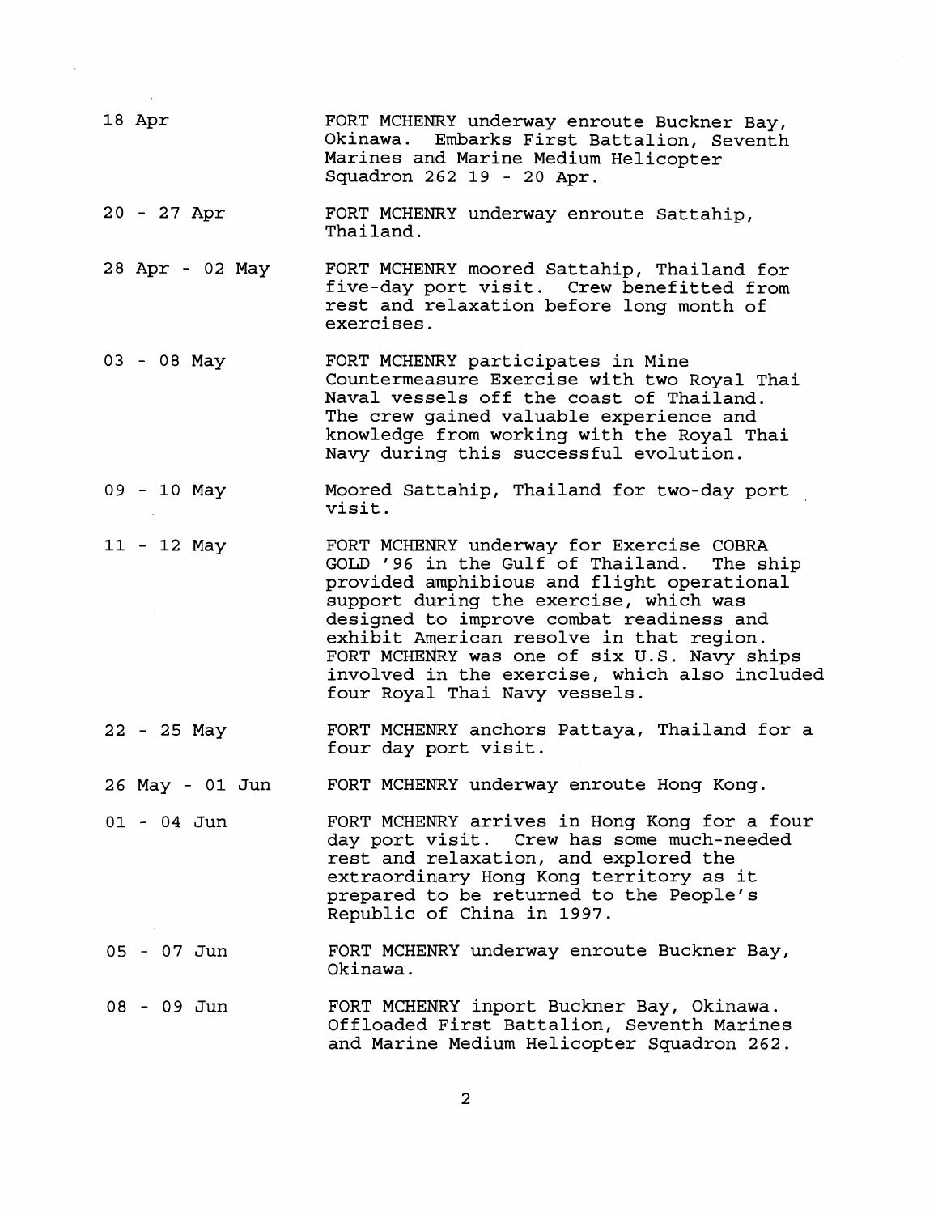| | |
|---|---|
| 18 Apr | FORT MCHENRY underway enroute Buckner Bay, Okinawa. Embarks First Battalion, Seventh Marines and Marine Medium Helicopter Squadron 262 19 - 20 Apr. |
| 20 - 27 Apr | FORT MCHENRY underway enroute Sattahip, Thailand. |
| 28 Apr - 02 May | FORT MCHENRY moored Sattahip, Thailand for five-day port visit. Crew benefitted from rest and relaxation before long month of exercises. |
| 03 - 08 May | FORT MCHENRY participates in Mine Countermeasure Exercise with two Royal Thai Naval vessels off the coast of Thailand. The crew gained valuable experience and knowledge from working with the Royal Thai Navy during this successful evolution. |
| 09 - 10 May | Moored Sattahip, Thailand for two-day port visit. |
| 11 - 12 May | FORT MCHENRY underway for Exercise COBRA GOLD '96 in the Gulf of Thailand. The ship provided amphibious and flight operational support during the exercise, which was designed to improve combat readiness and exhibit American resolve in that region. FORT MCHENRY was one of six U.S. Navy ships involved in the exercise, which also included four Royal Thai Navy vessels. |
| 22 - 25 May | FORT MCHENRY anchors Pattaya, Thailand for a four day port visit. |
| 26 May - 01 Jun | FORT MCHENRY underway enroute Hong Kong. |
| 01 - 04 Jun | FORT MCHENRY arrives in Hong Kong for a four day port visit. Crew has some much-needed rest and relaxation, and explored the extraordinary Hong Kong territory as it prepared to be returned to the People's Republic of China in 1997. |
| 05 - 07 Jun | FORT MCHENRY underway enroute Buckner Bay, Okinawa. |
| 08 - 09 Jun | FORT MCHENRY inport Buckner Bay, Okinawa. Offloaded First Battalion, Seventh Marines and Marine Medium Helicopter Squadron 262. |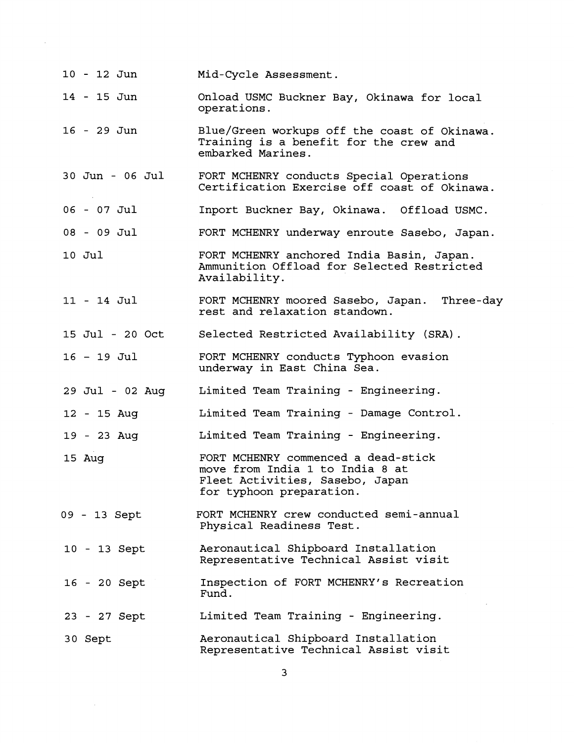| | |
|---|---|
| 10 - 12 Jun | Mid-Cycle Assessment. |
| 14 - 15 Jun | Onload USMC Buckner Bay, Okinawa for local operations. |
| 16 - 29 Jun | Blue/Green workups off the coast of Okinawa. Training is a benefit for the crew and embarked Marines. |
| 30 Jun - 06 Jul | FORT MCHENRY conducts Special Operations Certification Exercise off coast of Okinawa. |
| 06 - 07 Jul | Inport Buckner Bay, Okinawa. Offload USMC. |
| 08 - 09 Jul | FORT MCHENRY underway enroute Sasebo, Japan. |
| 10 Jul | FORT MCHENRY anchored India Basin, Japan. Ammunition Offload for Selected Restricted Availability. |
| 11 - 14 Jul | FORT MCHENRY moored Sasebo, Japan. Three-day rest and relaxation standown. |
| 15 Jul - 20 Oct | Selected Restricted Availability (SRA). |
| 16 – 19 Jul | FORT MCHENRY conducts Typhoon evasion underway in East China Sea. |
| 29 Jul - 02 Aug | Limited Team Training - Engineering. |
| 12 - 15 Aug | Limited Team Training - Damage Control. |
| 19 - 23 Aug | Limited Team Training - Engineering. |
| 15 Aug | FORT MCHENRY commenced a dead-stick move from India 1 to India 8 at Fleet Activities, Sasebo, Japan for typhoon preparation. |
| 09 - 13 Sept | FORT MCHENRY crew conducted semi-annual Physical Readiness Test. |
| 10 - 13 Sept | Aeronautical Shipboard Installation Representative Technical Assist visit |
| 16 - 20 Sept | Inspection of FORT MCHENRY's Recreation Fund. |
| 23 - 27 Sept | Limited Team Training - Engineering. |
| 30 Sept | Aeronautical Shipboard Installation Representative Technical Assist visit |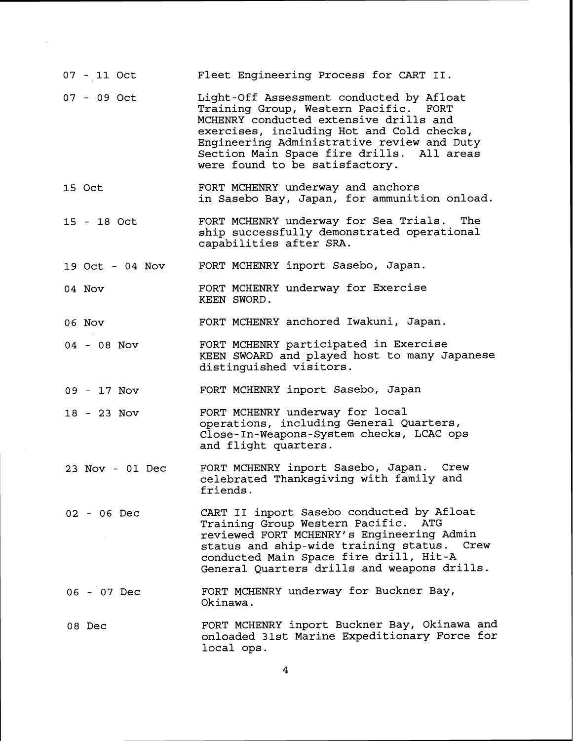| | |
|---|---|
| 07 - 11 Oct | Fleet Engineering Process for CART II. |
| 07 - 09 Oct | Light-Off Assessment conducted by Afloat Training Group, Western Pacific. FORT MCHENRY conducted extensive drills and exercises, including Hot and Cold checks, Engineering Administrative review and Duty Section Main Space fire drills. All areas were found to be satisfactory. |
| 15 Oct | FORT MCHENRY underway and anchors in Sasebo Bay, Japan, for ammunition onload. |
| 15 - 18 Oct | FORT MCHENRY underway for Sea Trials. The ship successfully demonstrated operational capabilities after SRA. |
| 19 Oct - 04 Nov | FORT MCHENRY inport Sasebo, Japan. |
| 04 Nov | FORT MCHENRY underway for Exercise KEEN SWORD. |
| 06 Nov | FORT MCHENRY anchored Iwakuni, Japan. |
| 04 - 08 Nov | FORT MCHENRY participated in Exercise KEEN SWOARD and played host to many Japanese distinguished visitors. |
| 09 - 17 Nov | FORT MCHENRY inport Sasebo, Japan |
| 18 - 23 Nov | FORT MCHENRY underway for local operations, including General Quarters, Close-In-Weapons-System checks, LCAC ops and flight quarters. |
| 23 Nov - 01 Dec | FORT MCHENRY inport Sasebo, Japan. Crew celebrated Thanksgiving with family and friends. |
| 02 - 06 Dec | CART II inport Sasebo conducted by Afloat Training Group Western Pacific. ATG reviewed FORT MCHENRY's Engineering Admin status and ship-wide training status. Crew conducted Main Space fire drill, Hit-A General Quarters drills and weapons drills. |
| 06 - 07 Dec | FORT MCHENRY underway for Buckner Bay, Okinawa. |
| 08 Dec | FORT MCHENRY inport Buckner Bay, Okinawa and onloaded 31st Marine Expeditionary Force for local ops. |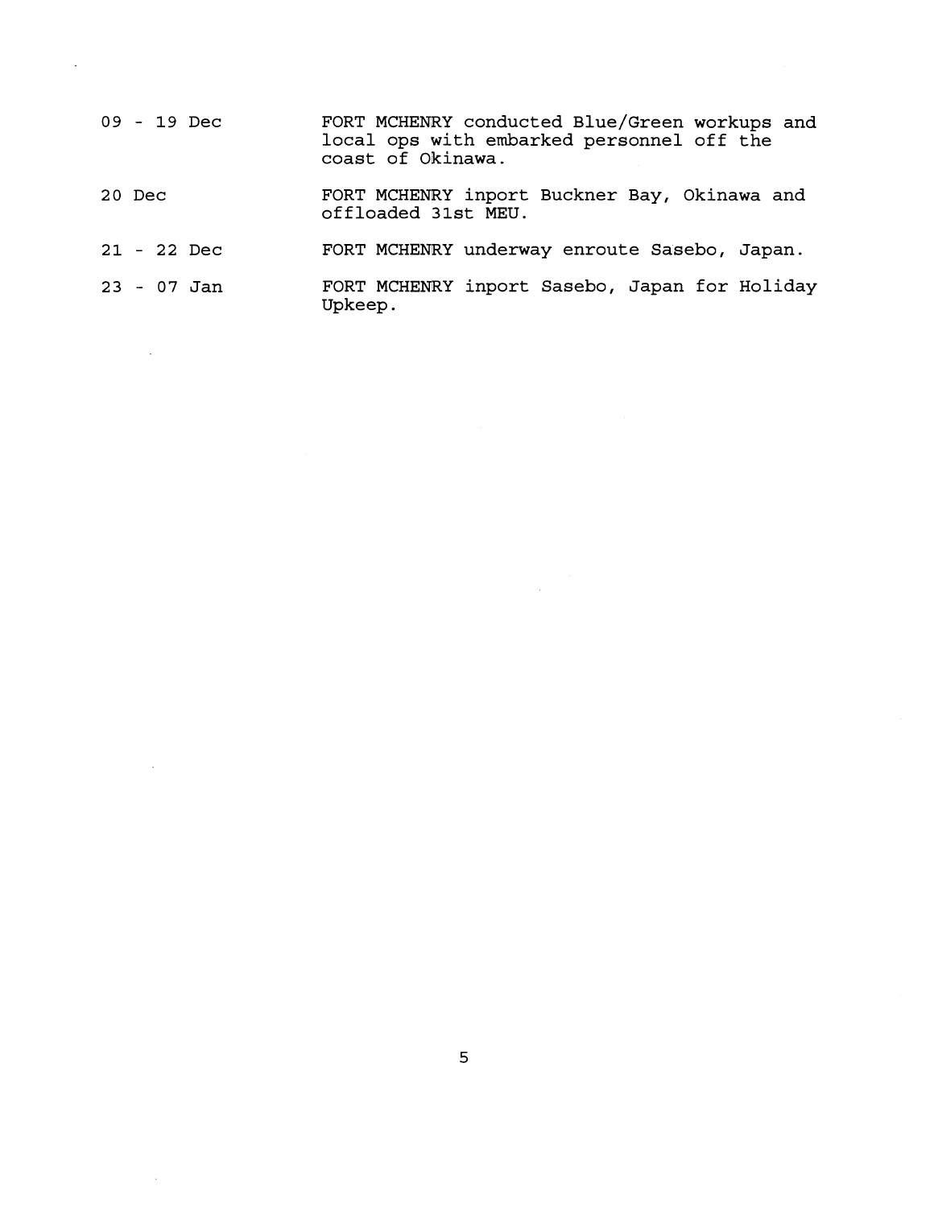| | |
|---|---|
| 09 - 19 Dec | FORT MCHENRY conducted Blue/Green workups and local ops with embarked personnel off the coast of Okinawa. |
| 20 Dec | FORT MCHENRY inport Buckner Bay, Okinawa and offloaded 31st MEU. |
| 21 - 22 Dec | FORT MCHENRY underway enroute Sasebo, Japan. |
| 23 - 07 Jan | FORT MCHENRY inport Sasebo, Japan for Holiday Upkeep. |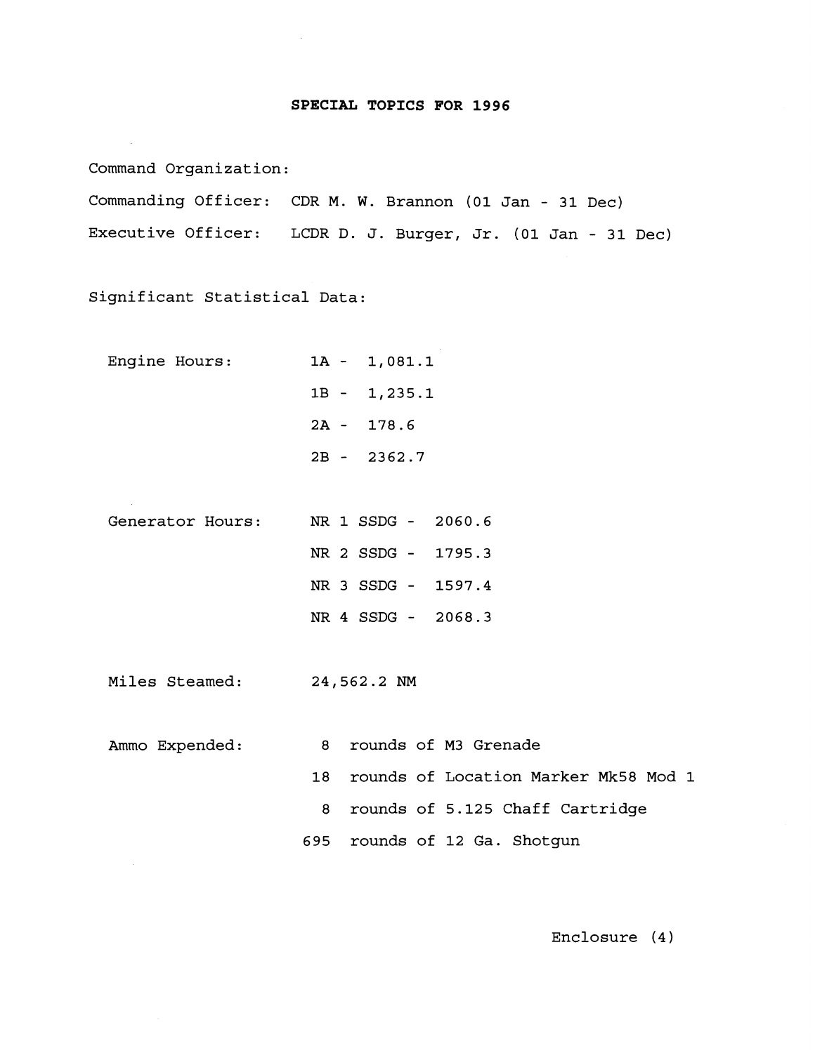# SPECIAL TOPICS FOR 1996

Command Organization:

Commanding Officer: CDR M. W. Brannon (01 Jan - 31 Dec)

Executive Officer: LCDR D. J. Burger, Jr. (01 Jan - 31 Dec)

Significant Statistical Data:

Engine Hours:
- 1A - 1,081.1
- 1B - 1,235.1
- 2A - 178.6
- 2B - 2362.7

Generator Hours:
- NR 1 SSDG - 2060.6
- NR 2 SSDG - 1795.3
- NR 3 SSDG - 1597.4
- NR 4 SSDG - 2068.3

Miles Steamed: 24,562.2 NM

Ammo Expended:
- 8 rounds of M3 Grenade
- 18 rounds of Location Marker Mk58 Mod 1
- 8 rounds of 5.125 Chaff Cartridge
- 695 rounds of 12 Ga. Shotgun

Enclosure (4)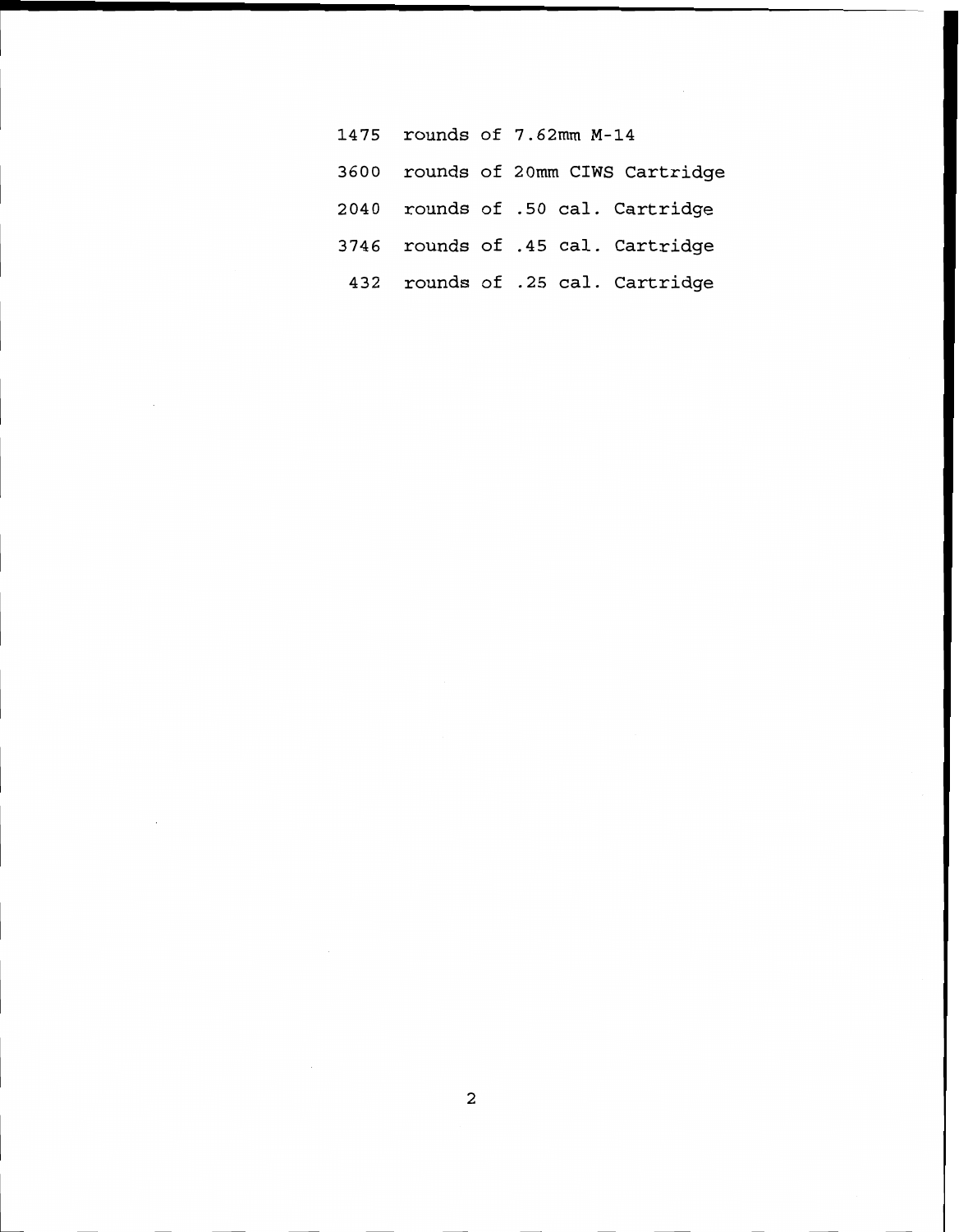1475 rounds of 7.62mm M-14

3600 rounds of 20mm CIWS Cartridge

2040 rounds of .50 cal. Cartridge

3746 rounds of .45 cal. Cartridge

432 rounds of .25 cal. Cartridge